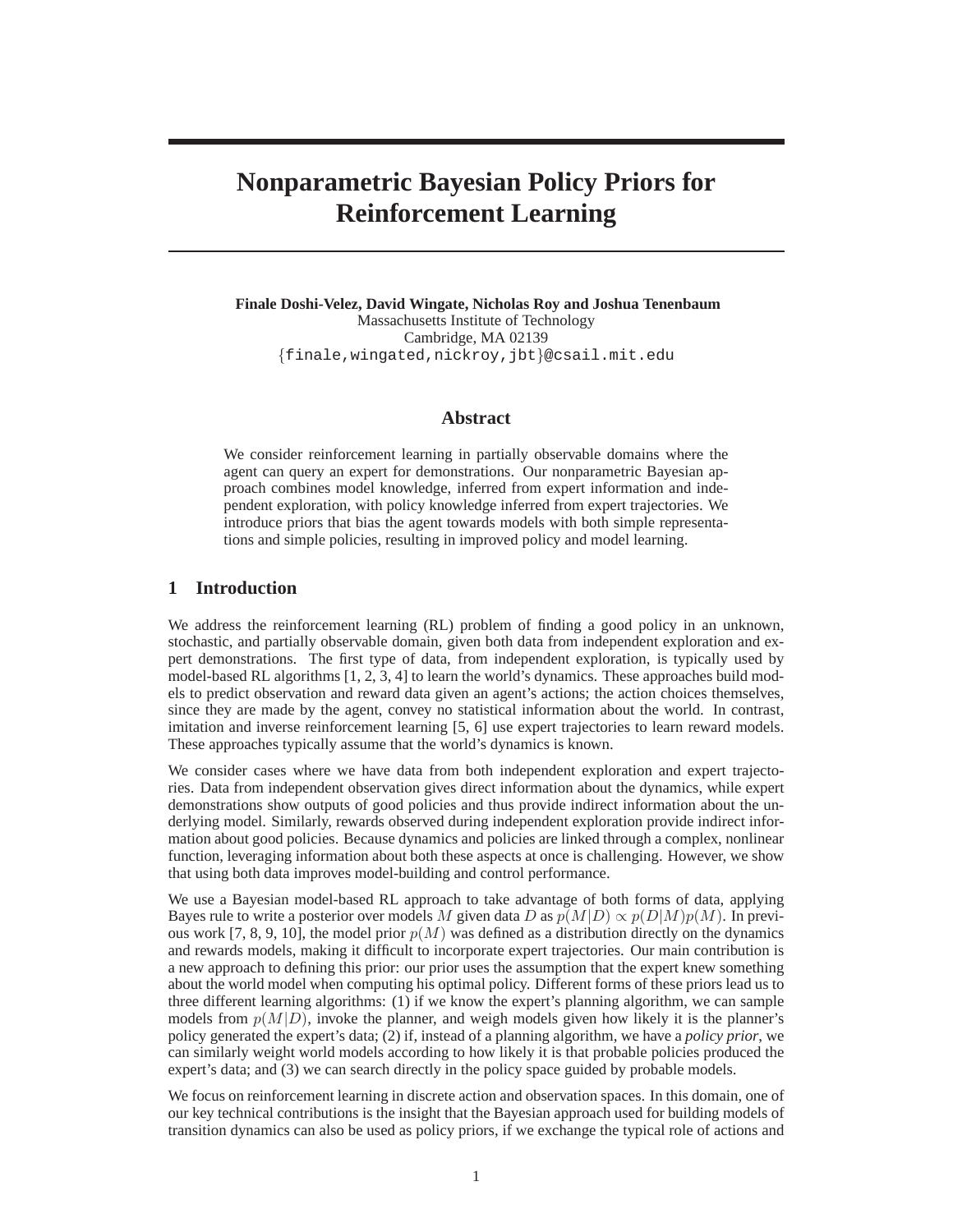# Nonparametric Bayesian Policy Priors for Reinforcement Learning

**Finale Doshi-Velez, David Wingate, Nicholas Roy and Joshua Tenenbaum**
Massachusetts Institute of Technology
Cambridge, MA 02139
{finale,wingated,nickroy,jbt}@csail.mit.edu

## Abstract

We consider reinforcement learning in partially observable domains where the agent can query an expert for demonstrations. Our nonparametric Bayesian approach combines model knowledge, inferred from expert information and independent exploration, with policy knowledge inferred from expert trajectories. We introduce priors that bias the agent towards models with both simple representations and simple policies, resulting in improved policy and model learning.

## 1 Introduction

We address the reinforcement learning (RL) problem of finding a good policy in an unknown, stochastic, and partially observable domain, given both data from independent exploration and expert demonstrations. The first type of data, from independent exploration, is typically used by model-based RL algorithms [1, 2, 3, 4] to learn the world's dynamics. These approaches build models to predict observation and reward data given an agent's actions; the action choices themselves, since they are made by the agent, convey no statistical information about the world. In contrast, imitation and inverse reinforcement learning [5, 6] use expert trajectories to learn reward models. These approaches typically assume that the world's dynamics is known.

We consider cases where we have data from both independent exploration and expert trajectories. Data from independent observation gives direct information about the dynamics, while expert demonstrations show outputs of good policies and thus provide indirect information about the underlying model. Similarly, rewards observed during independent exploration provide indirect information about good policies. Because dynamics and policies are linked through a complex, nonlinear function, leveraging information about both these aspects at once is challenging. However, we show that using both data improves model-building and control performance.

We use a Bayesian model-based RL approach to take advantage of both forms of data, applying Bayes rule to write a posterior over models $M$ given data $D$ as $p(M|D) \propto p(D|M)p(M)$. In previous work [7, 8, 9, 10], the model prior $p(M)$ was defined as a distribution directly on the dynamics and rewards models, making it difficult to incorporate expert trajectories. Our main contribution is a new approach to defining this prior: our prior uses the assumption that the expert knew something about the world model when computing his optimal policy. Different forms of these priors lead us to three different learning algorithms: (1) if we know the expert's planning algorithm, we can sample models from $p(M|D)$, invoke the planner, and weigh models given how likely it is the planner's policy generated the expert's data; (2) if, instead of a planning algorithm, we have a *policy prior*, we can similarly weight world models according to how likely it is that probable policies produced the expert's data; and (3) we can search directly in the policy space guided by probable models.

We focus on reinforcement learning in discrete action and observation spaces. In this domain, one of our key technical contributions is the insight that the Bayesian approach used for building models of transition dynamics can also be used as policy priors, if we exchange the typical role of actions and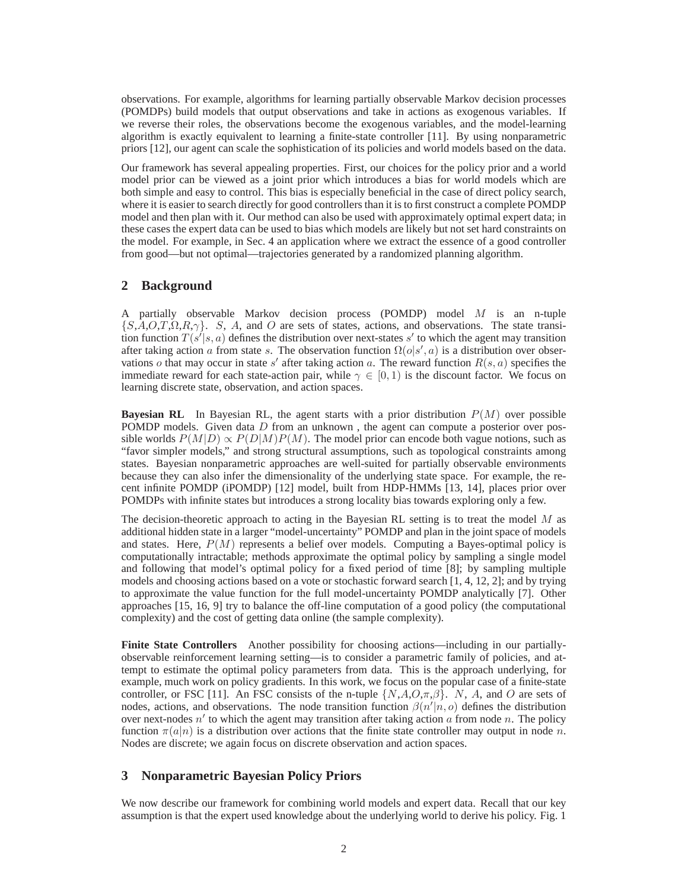observations. For example, algorithms for learning partially observable Markov decision processes (POMDPs) build models that output observations and take in actions as exogenous variables. If we reverse their roles, the observations become the exogenous variables, and the model-learning algorithm is exactly equivalent to learning a finite-state controller [11]. By using nonparametric priors [12], our agent can scale the sophistication of its policies and world models based on the data.

Our framework has several appealing properties. First, our choices for the policy prior and a world model prior can be viewed as a joint prior which introduces a bias for world models which are both simple and easy to control. This bias is especially beneficial in the case of direct policy search, where it is easier to search directly for good controllers than it is to first construct a complete POMDP model and then plan with it. Our method can also be used with approximately optimal expert data; in these cases the expert data can be used to bias which models are likely but not set hard constraints on the model. For example, in Sec. 4 an application where we extract the essence of a good controller from good—but not optimal—trajectories generated by a randomized planning algorithm.

## 2 Background

A partially observable Markov decision process (POMDP) model $M$ is an n-tuple $\{S,A,O,T,\Omega,R,\gamma\}$. $S$, $A$, and $O$ are sets of states, actions, and observations. The state transition function $T(s'|s,a)$ defines the distribution over next-states $s'$ to which the agent may transition after taking action $a$ from state $s$. The observation function $\Omega(o|s',a)$ is a distribution over observations $o$ that may occur in state $s'$ after taking action $a$. The reward function $R(s,a)$ specifies the immediate reward for each state-action pair, while $\gamma \in [0,1)$ is the discount factor. We focus on learning discrete state, observation, and action spaces.

**Bayesian RL** In Bayesian RL, the agent starts with a prior distribution $P(M)$ over possible POMDP models. Given data $D$ from an unknown , the agent can compute a posterior over possible worlds $P(M|D) \propto P(D|M)P(M)$. The model prior can encode both vague notions, such as "favor simpler models," and strong structural assumptions, such as topological constraints among states. Bayesian nonparametric approaches are well-suited for partially observable environments because they can also infer the dimensionality of the underlying state space. For example, the recent infinite POMDP (iPOMDP) [12] model, built from HDP-HMMs [13, 14], places prior over POMDPs with infinite states but introduces a strong locality bias towards exploring only a few.

The decision-theoretic approach to acting in the Bayesian RL setting is to treat the model $M$ as additional hidden state in a larger "model-uncertainty" POMDP and plan in the joint space of models and states. Here, $P(M)$ represents a belief over models. Computing a Bayes-optimal policy is computationally intractable; methods approximate the optimal policy by sampling a single model and following that model's optimal policy for a fixed period of time [8]; by sampling multiple models and choosing actions based on a vote or stochastic forward search [1, 4, 12, 2]; and by trying to approximate the value function for the full model-uncertainty POMDP analytically [7]. Other approaches [15, 16, 9] try to balance the off-line computation of a good policy (the computational complexity) and the cost of getting data online (the sample complexity).

**Finite State Controllers** Another possibility for choosing actions—including in our partially-observable reinforcement learning setting—is to consider a parametric family of policies, and attempt to estimate the optimal policy parameters from data. This is the approach underlying, for example, much work on policy gradients. In this work, we focus on the popular case of a finite-state controller, or FSC [11]. An FSC consists of the n-tuple $\{N,A,O,\pi,\beta\}$. $N$, $A$, and $O$ are sets of nodes, actions, and observations. The node transition function $\beta(n'|n,o)$ defines the distribution over next-nodes $n'$ to which the agent may transition after taking action $a$ from node $n$. The policy function $\pi(a|n)$ is a distribution over actions that the finite state controller may output in node $n$. Nodes are discrete; we again focus on discrete observation and action spaces.

## 3 Nonparametric Bayesian Policy Priors

We now describe our framework for combining world models and expert data. Recall that our key assumption is that the expert used knowledge about the underlying world to derive his policy. Fig. 1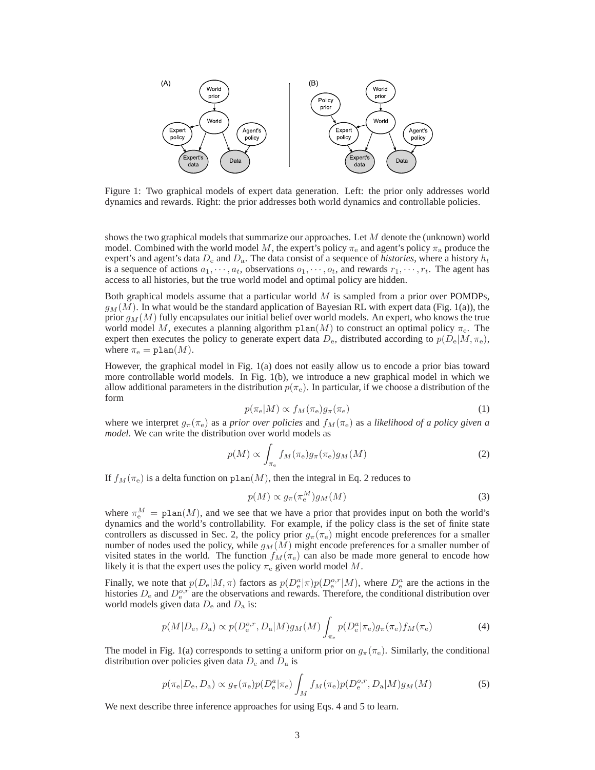Figure 1: Two graphical models of expert data generation. Left: the prior only addresses world dynamics and rewards. Right: the prior addresses both world dynamics and controllable policies.

shows the two graphical models that summarize our approaches. Let $M$ denote the (unknown) world model. Combined with the world model $M$, the expert's policy $\pi_{\mathrm{e}}$ and agent's policy $\pi_{\mathrm{a}}$ produce the expert's and agent's data $D_{\mathrm{e}}$ and $D_{\mathrm{a}}$. The data consist of a sequence of *histories*, where a history $h_t$ is a sequence of actions $a_1, \cdots, a_t$, observations $o_1, \cdots, o_t$, and rewards $r_1, \cdots, r_t$. The agent has access to all histories, but the true world model and optimal policy are hidden.

Both graphical models assume that a particular world $M$ is sampled from a prior over POMDPs, $g_M(M)$. In what would be the standard application of Bayesian RL with expert data (Fig. 1(a)), the prior $g_M(M)$ fully encapsulates our initial belief over world models. An expert, who knows the true world model $M$, executes a planning algorithm $\mathtt{plan}(M)$ to construct an optimal policy $\pi_{\mathrm{e}}$. The expert then executes the policy to generate expert data $D_{\mathrm{e}}$, distributed according to $p(D_{\mathrm{e}}|M, \pi_{\mathrm{e}})$, where $\pi_{\mathrm{e}} = \mathtt{plan}(M)$.

However, the graphical model in Fig. 1(a) does not easily allow us to encode a prior bias toward more controllable world models. In Fig. 1(b), we introduce a new graphical model in which we allow additional parameters in the distribution $p(\pi_{\mathrm{e}})$. In particular, if we choose a distribution of the form

$$p(\pi_{\mathrm{e}}|M) \propto f_M(\pi_{\mathrm{e}}) g_\pi(\pi_{\mathrm{e}}) \tag{1}$$

where we interpret $g_\pi(\pi_{\mathrm{e}})$ as a *prior over policies* and $f_M(\pi_{\mathrm{e}})$ as a *likelihood of a policy given a model*. We can write the distribution over world models as

$$p(M) \propto \int_{\pi_{\mathrm{e}}} f_M(\pi_{\mathrm{e}}) g_\pi(\pi_{\mathrm{e}}) g_M(M) \tag{2}$$

If $f_M(\pi_{\mathrm{e}})$ is a delta function on $\mathtt{plan}(M)$, then the integral in Eq. 2 reduces to

$$p(M) \propto g_\pi(\pi_{\mathrm{e}}^M) g_M(M) \tag{3}$$

where $\pi_{\mathrm{e}}^M = \mathtt{plan}(M)$, and we see that we have a prior that provides input on both the world's dynamics and the world's controllability. For example, if the policy class is the set of finite state controllers as discussed in Sec. 2, the policy prior $g_\pi(\pi_{\mathrm{e}})$ might encode preferences for a smaller number of nodes used the policy, while $g_M(M)$ might encode preferences for a smaller number of visited states in the world. The function $f_M(\pi_{\mathrm{e}})$ can also be made more general to encode how likely it is that the expert uses the policy $\pi_{\mathrm{e}}$ given world model $M$.

Finally, we note that $p(D_{\mathrm{e}}|M, \pi)$ factors as $p(D_{\mathrm{e}}^a|\pi) p(D_{\mathrm{e}}^{o,r}|M)$, where $D_{\mathrm{e}}^a$ are the actions in the histories $D_{\mathrm{e}}$ and $D_{\mathrm{e}}^{o,r}$ are the observations and rewards. Therefore, the conditional distribution over world models given data $D_{\mathrm{e}}$ and $D_{\mathrm{a}}$ is:

$$p(M|D_{\mathrm{e}}, D_{\mathrm{a}}) \propto p(D_{\mathrm{e}}^{o,r}, D_{\mathrm{a}}|M) g_M(M) \int_{\pi_{\mathrm{e}}} p(D_{\mathrm{e}}^a|\pi_{\mathrm{e}}) g_\pi(\pi_{\mathrm{e}}) f_M(\pi_{\mathrm{e}}) \tag{4}$$

The model in Fig. 1(a) corresponds to setting a uniform prior on $g_\pi(\pi_{\mathrm{e}})$. Similarly, the conditional distribution over policies given data $D_{\mathrm{e}}$ and $D_{\mathrm{a}}$ is

$$p(\pi_{\mathrm{e}}|D_{\mathrm{e}}, D_{\mathrm{a}}) \propto g_\pi(\pi_{\mathrm{e}}) p(D_{\mathrm{e}}^a|\pi_{\mathrm{e}}) \int_M f_M(\pi_{\mathrm{e}}) p(D_{\mathrm{e}}^{o,r}, D_{\mathrm{a}}|M) g_M(M) \tag{5}$$

We next describe three inference approaches for using Eqs. 4 and 5 to learn.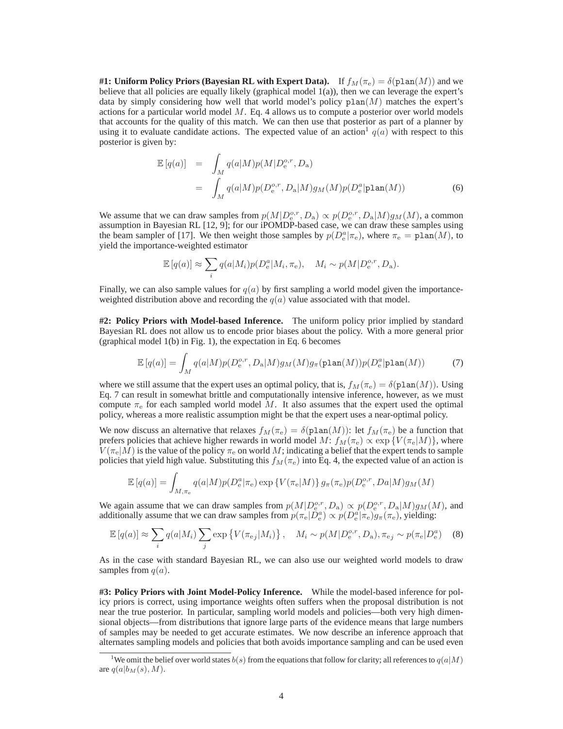**#1: Uniform Policy Priors (Bayesian RL with Expert Data).** If $f_M(\pi_e) = \delta(\texttt{plan}(M))$ and we believe that all policies are equally likely (graphical model 1(a)), then we can leverage the expert's data by simply considering how well that world model's policy $\texttt{plan}(M)$ matches the expert's actions for a particular world model $M$. Eq. 4 allows us to compute a posterior over world models that accounts for the quality of this match. We can then use that posterior as part of a planner by using it to evaluate candidate actions. The expected value of an action[1] $q(a)$ with respect to this posterior is given by:

$$
\begin{aligned}
\mathbb{E}\left[q(a)\right] &= \int_M q(a|M)p(M|D_e^{o,r}, D_a) \\
&= \int_M q(a|M)p(D_e^{o,r}, D_a|M)g_M(M)p(D_e^a|\texttt{plan}(M)) \qquad (6)
\end{aligned}
$$

We assume that we can draw samples from $p(M|D_e^{o,r}, D_a) \propto p(D_e^{o,r}, D_a|M)g_M(M)$, a common assumption in Bayesian RL [12, 9]; for our iPOMDP-based case, we can draw these samples using the beam sampler of [17]. We then weight those samples by $p(D_e^a|\pi_e)$, where $\pi_e = \texttt{plan}(M)$, to yield the importance-weighted estimator

$$
\mathbb{E}\left[q(a)\right] \approx \sum_i q(a|M_i)p(D_e^a|M_i, \pi_e), \quad M_i \sim p(M|D_e^{o,r}, D_a).
$$

Finally, we can also sample values for $q(a)$ by first sampling a world model given the importance-weighted distribution above and recording the $q(a)$ value associated with that model.

**#2: Policy Priors with Model-based Inference.** The uniform policy prior implied by standard Bayesian RL does not allow us to encode prior biases about the policy. With a more general prior (graphical model 1(b) in Fig. 1), the expectation in Eq. 6 becomes

$$
\mathbb{E}\left[q(a)\right] = \int_M q(a|M)p(D_e^{o,r}, D_a|M)g_M(M)g_\pi(\texttt{plan}(M))p(D_e^a|\texttt{plan}(M)) \qquad (7)
$$

where we still assume that the expert uses an optimal policy, that is, $f_M(\pi_e) = \delta(\texttt{plan}(M))$. Using Eq. 7 can result in somewhat brittle and computationally intensive inference, however, as we must compute $\pi_e$ for each sampled world model $M$. It also assumes that the expert used the optimal policy, whereas a more realistic assumption might be that the expert uses a near-optimal policy.

We now discuss an alternative that relaxes $f_M(\pi_e) = \delta(\texttt{plan}(M))$: let $f_M(\pi_e)$ be a function that prefers policies that achieve higher rewards in world model $M$: $f_M(\pi_e) \propto \exp\{V(\pi_e|M)\}$, where $V(\pi_e|M)$ is the value of the policy $\pi_e$ on world $M$; indicating a belief that the expert tends to sample policies that yield high value. Substituting this $f_M(\pi_e)$ into Eq. 4, the expected value of an action is

$$
\mathbb{E}\left[q(a)\right] = \int_{M,\pi_e} q(a|M)p(D_e^a|\pi_e)\exp\{V(\pi_e|M)\}\, g_\pi(\pi_e)p(D_e^{o,r}, Da|M)g_M(M)
$$

We again assume that we can draw samples from $p(M|D_e^{o,r}, D_a) \propto p(D_e^{o,r}, D_a|M)g_M(M)$, and additionally assume that we can draw samples from $p(\pi_e|D_e^a) \propto p(D_e^a|\pi_e)g_\pi(\pi_e)$, yielding:

$$
\mathbb{E}\left[q(a)\right] \approx \sum_i q(a|M_i)\sum_j \exp\left\{V(\pi_{e_j}|M_i)\right\}, \quad M_i \sim p(M|D_e^{o,r}, D_a), \pi_{e_j} \sim p(\pi_e|D_e^a) \qquad (8)
$$

As in the case with standard Bayesian RL, we can also use our weighted world models to draw samples from $q(a)$.

**#3: Policy Priors with Joint Model-Policy Inference.** While the model-based inference for policy priors is correct, using importance weights often suffers when the proposal distribution is not near the true posterior. In particular, sampling world models and policies—both very high dimensional objects—from distributions that ignore large parts of the evidence means that large numbers of samples may be needed to get accurate estimates. We now describe an inference approach that alternates sampling models and policies that both avoids importance sampling and can be used even

[1] We omit the belief over world states $b(s)$ from the equations that follow for clarity; all references to $q(a|M)$ are $q(a|b_M(s), M)$.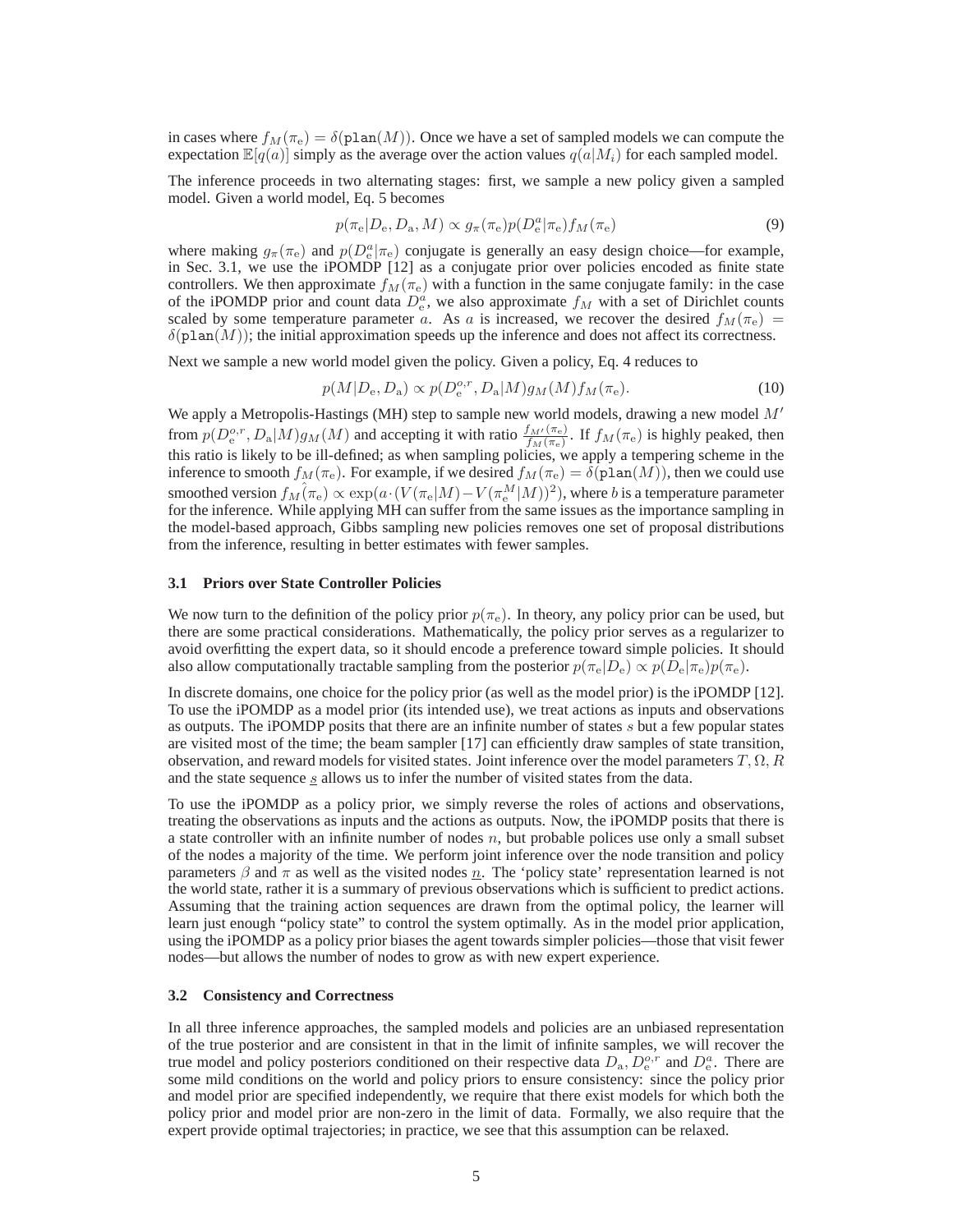in cases where $f_M(\pi_e) = \delta(\texttt{plan}(M))$. Once we have a set of sampled models we can compute the expectation $\mathbb{E}[q(a)]$ simply as the average over the action values $q(a|M_i)$ for each sampled model.

The inference proceeds in two alternating stages: first, we sample a new policy given a sampled model. Given a world model, Eq. 5 becomes

$$p(\pi_e|D_e, D_a, M) \propto g_\pi(\pi_e) p(D_e^a|\pi_e) f_M(\pi_e) \tag{9}$$

where making $g_\pi(\pi_e)$ and $p(D_e^a|\pi_e)$ conjugate is generally an easy design choice—for example, in Sec. 3.1, we use the iPOMDP [12] as a conjugate prior over policies encoded as finite state controllers. We then approximate $f_M(\pi_e)$ with a function in the same conjugate family: in the case of the iPOMDP prior and count data $D_e^a$, we also approximate $f_M$ with a set of Dirichlet counts scaled by some temperature parameter $a$. As $a$ is increased, we recover the desired $f_M(\pi_e) = \delta(\texttt{plan}(M))$; the initial approximation speeds up the inference and does not affect its correctness.

Next we sample a new world model given the policy. Given a policy, Eq. 4 reduces to

$$p(M|D_e, D_a) \propto p(D_e^{o,r}, D_a|M) g_M(M) f_M(\pi_e). \tag{10}$$

We apply a Metropolis-Hastings (MH) step to sample new world models, drawing a new model $M'$ from $p(D_e^{o,r}, D_a|M) g_M(M)$ and accepting it with ratio $\frac{f_{M'}(\pi_e)}{f_M(\pi_e)}$. If $f_M(\pi_e)$ is highly peaked, then this ratio is likely to be ill-defined; as when sampling policies, we apply a tempering scheme in the inference to smooth $f_M(\pi_e)$. For example, if we desired $f_M(\pi_e) = \delta(\texttt{plan}(M))$, then we could use smoothed version $\hat{f_M}(\pi_e) \propto \exp(a \cdot (V(\pi_e|M) - V(\pi_e^M|M))^2)$, where $b$ is a temperature parameter for the inference. While applying MH can suffer from the same issues as the importance sampling in the model-based approach, Gibbs sampling new policies removes one set of proposal distributions from the inference, resulting in better estimates with fewer samples.

### 3.1 Priors over State Controller Policies

We now turn to the definition of the policy prior $p(\pi_e)$. In theory, any policy prior can be used, but there are some practical considerations. Mathematically, the policy prior serves as a regularizer to avoid overfitting the expert data, so it should encode a preference toward simple policies. It should also allow computationally tractable sampling from the posterior $p(\pi_e|D_e) \propto p(D_e|\pi_e)p(\pi_e)$.

In discrete domains, one choice for the policy prior (as well as the model prior) is the iPOMDP [12]. To use the iPOMDP as a model prior (its intended use), we treat actions as inputs and observations as outputs. The iPOMDP posits that there are an infinite number of states $s$ but a few popular states are visited most of the time; the beam sampler [17] can efficiently draw samples of state transition, observation, and reward models for visited states. Joint inference over the model parameters $T, \Omega, R$ and the state sequence $\underline{s}$ allows us to infer the number of visited states from the data.

To use the iPOMDP as a policy prior, we simply reverse the roles of actions and observations, treating the observations as inputs and the actions as outputs. Now, the iPOMDP posits that there is a state controller with an infinite number of nodes $n$, but probable polices use only a small subset of the nodes a majority of the time. We perform joint inference over the node transition and policy parameters $\beta$ and $\pi$ as well as the visited nodes $\underline{n}$. The 'policy state' representation learned is not the world state, rather it is a summary of previous observations which is sufficient to predict actions. Assuming that the training action sequences are drawn from the optimal policy, the learner will learn just enough "policy state" to control the system optimally. As in the model prior application, using the iPOMDP as a policy prior biases the agent towards simpler policies—those that visit fewer nodes—but allows the number of nodes to grow as with new expert experience.

### 3.2 Consistency and Correctness

In all three inference approaches, the sampled models and policies are an unbiased representation of the true posterior and are consistent in that in the limit of infinite samples, we will recover the true model and policy posteriors conditioned on their respective data $D_a$, $D_e^{o,r}$ and $D_e^a$. There are some mild conditions on the world and policy priors to ensure consistency: since the policy prior and model prior are specified independently, we require that there exist models for which both the policy prior and model prior are non-zero in the limit of data. Formally, we also require that the expert provide optimal trajectories; in practice, we see that this assumption can be relaxed.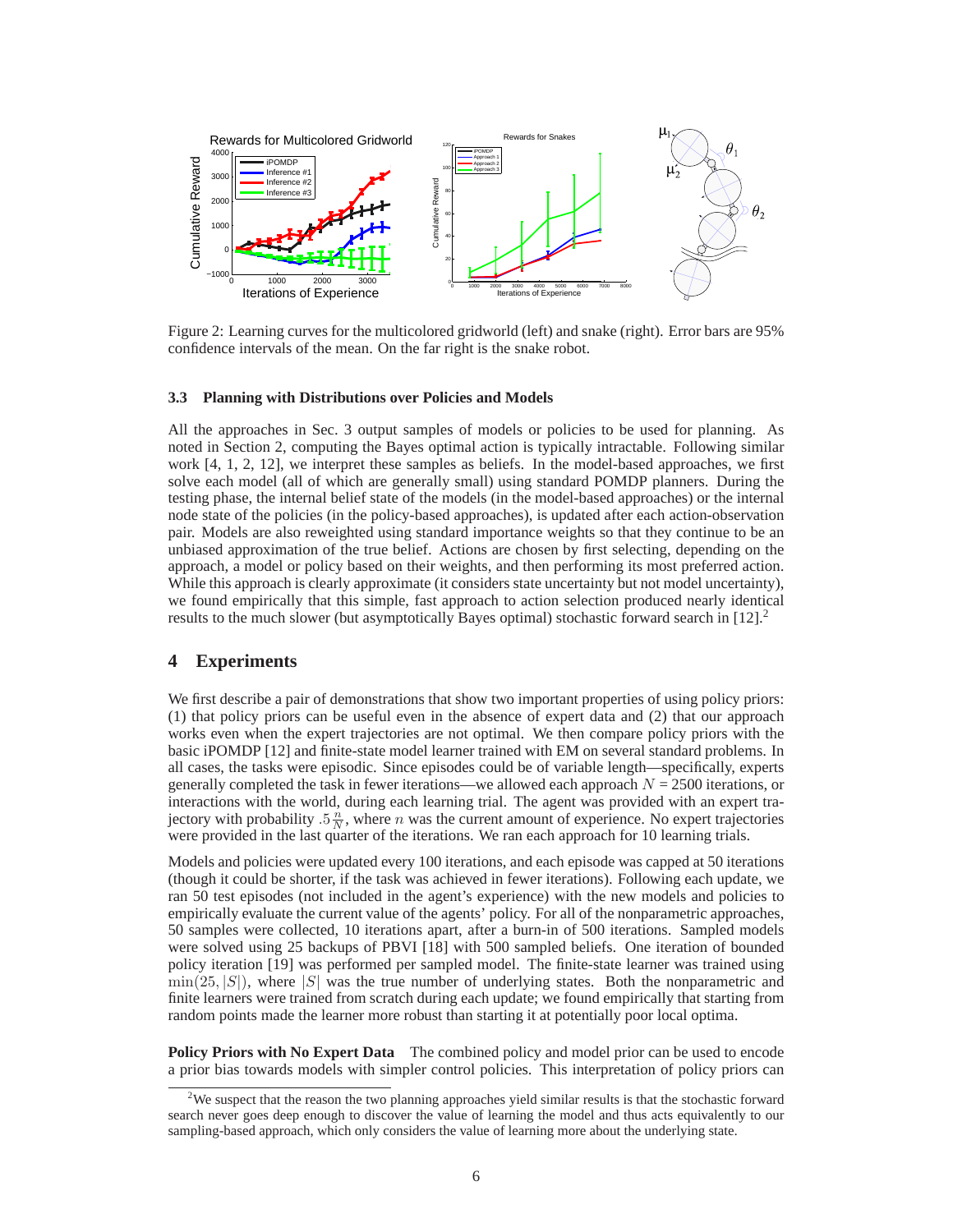Figure 2: Learning curves for the multicolored gridworld (left) and snake (right). Error bars are 95% confidence intervals of the mean. On the far right is the snake robot.

### 3.3 Planning with Distributions over Policies and Models

All the approaches in Sec. 3 output samples of models or policies to be used for planning. As noted in Section 2, computing the Bayes optimal action is typically intractable. Following similar work [4, 1, 2, 12], we interpret these samples as beliefs. In the model-based approaches, we first solve each model (all of which are generally small) using standard POMDP planners. During the testing phase, the internal belief state of the models (in the model-based approaches) or the internal node state of the policies (in the policy-based approaches), is updated after each action-observation pair. Models are also reweighted using standard importance weights so that they continue to be an unbiased approximation of the true belief. Actions are chosen by first selecting, depending on the approach, a model or policy based on their weights, and then performing its most preferred action. While this approach is clearly approximate (it considers state uncertainty but not model uncertainty), we found empirically that this simple, fast approach to action selection produced nearly identical results to the much slower (but asymptotically Bayes optimal) stochastic forward search in [12].[2]

## 4 Experiments

We first describe a pair of demonstrations that show two important properties of using policy priors: (1) that policy priors can be useful even in the absence of expert data and (2) that our approach works even when the expert trajectories are not optimal. We then compare policy priors with the basic iPOMDP [12] and finite-state model learner trained with EM on several standard problems. In all cases, the tasks were episodic. Since episodes could be of variable length—specifically, experts generally completed the task in fewer iterations—we allowed each approach $N = 2500$ iterations, or interactions with the world, during each learning trial. The agent was provided with an expert trajectory with probability $.5\frac{n}{N}$, where $n$ was the current amount of experience. No expert trajectories were provided in the last quarter of the iterations. We ran each approach for 10 learning trials.

Models and policies were updated every 100 iterations, and each episode was capped at 50 iterations (though it could be shorter, if the task was achieved in fewer iterations). Following each update, we ran 50 test episodes (not included in the agent's experience) with the new models and policies to empirically evaluate the current value of the agents' policy. For all of the nonparametric approaches, 50 samples were collected, 10 iterations apart, after a burn-in of 500 iterations. Sampled models were solved using 25 backups of PBVI [18] with 500 sampled beliefs. One iteration of bounded policy iteration [19] was performed per sampled model. The finite-state learner was trained using $\min(25, |S|)$, where $|S|$ was the true number of underlying states. Both the nonparametric and finite learners were trained from scratch during each update; we found empirically that starting from random points made the learner more robust than starting it at potentially poor local optima.

**Policy Priors with No Expert Data** The combined policy and model prior can be used to encode a prior bias towards models with simpler control policies. This interpretation of policy priors can

[2] We suspect that the reason the two planning approaches yield similar results is that the stochastic forward search never goes deep enough to discover the value of learning the model and thus acts equivalently to our sampling-based approach, which only considers the value of learning more about the underlying state.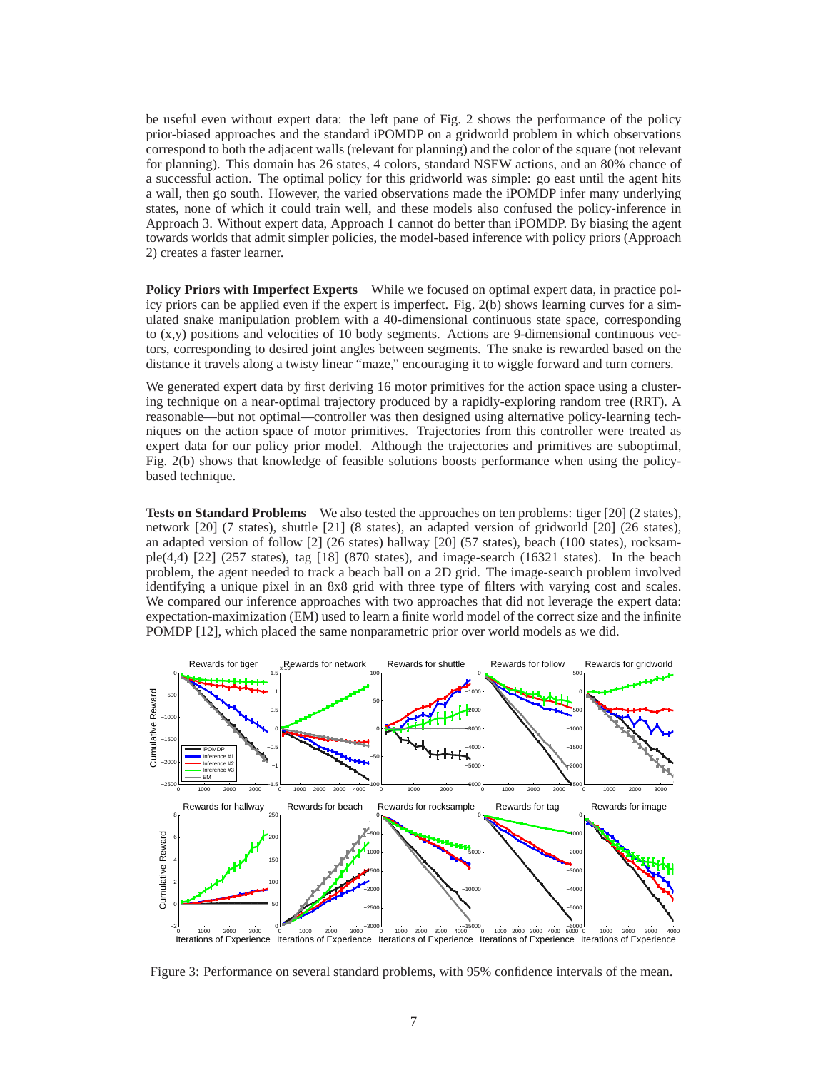be useful even without expert data: the left pane of Fig. 2 shows the performance of the policy prior-biased approaches and the standard iPOMDP on a gridworld problem in which observations correspond to both the adjacent walls (relevant for planning) and the color of the square (not relevant for planning). This domain has 26 states, 4 colors, standard NSEW actions, and an 80% chance of a successful action. The optimal policy for this gridworld was simple: go east until the agent hits a wall, then go south. However, the varied observations made the iPOMDP infer many underlying states, none of which it could train well, and these models also confused the policy-inference in Approach 3. Without expert data, Approach 1 cannot do better than iPOMDP. By biasing the agent towards worlds that admit simpler policies, the model-based inference with policy priors (Approach 2) creates a faster learner.

**Policy Priors with Imperfect Experts** While we focused on optimal expert data, in practice policy priors can be applied even if the expert is imperfect. Fig. 2(b) shows learning curves for a simulated snake manipulation problem with a 40-dimensional continuous state space, corresponding to (x,y) positions and velocities of 10 body segments. Actions are 9-dimensional continuous vectors, corresponding to desired joint angles between segments. The snake is rewarded based on the distance it travels along a twisty linear "maze," encouraging it to wiggle forward and turn corners.

We generated expert data by first deriving 16 motor primitives for the action space using a clustering technique on a near-optimal trajectory produced by a rapidly-exploring random tree (RRT). A reasonable—but not optimal—controller was then designed using alternative policy-learning techniques on the action space of motor primitives. Trajectories from this controller were treated as expert data for our policy prior model. Although the trajectories and primitives are suboptimal, Fig. 2(b) shows that knowledge of feasible solutions boosts performance when using the policy-based technique.

**Tests on Standard Problems** We also tested the approaches on ten problems: tiger [20] (2 states), network [20] (7 states), shuttle [21] (8 states), an adapted version of gridworld [20] (26 states), an adapted version of follow [2] (26 states) hallway [20] (57 states), beach (100 states), rocksample(4,4) [22] (257 states), tag [18] (870 states), and image-search (16321 states). In the beach problem, the agent needed to track a beach ball on a 2D grid. The image-search problem involved identifying a unique pixel in an 8x8 grid with three type of filters with varying cost and scales. We compared our inference approaches with two approaches that did not leverage the expert data: expectation-maximization (EM) used to learn a finite world model of the correct size and the infinite POMDP [12], which placed the same nonparametric prior over world models as we did.

Figure 3: Performance on several standard problems, with 95% confidence intervals of the mean.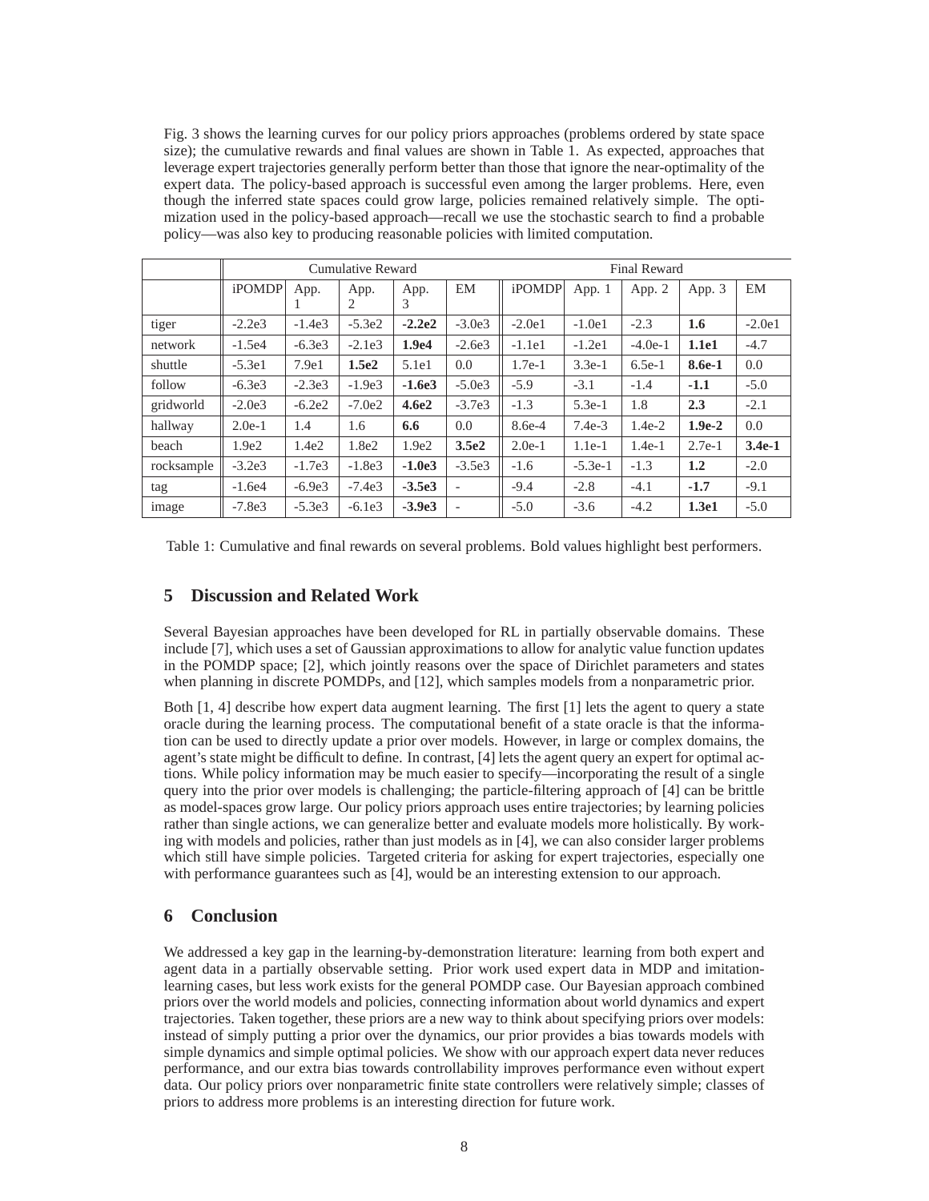Fig. 3 shows the learning curves for our policy priors approaches (problems ordered by state space size); the cumulative rewards and final values are shown in Table 1. As expected, approaches that leverage expert trajectories generally perform better than those that ignore the near-optimality of the expert data. The policy-based approach is successful even among the larger problems. Here, even though the inferred state spaces could grow large, policies remained relatively simple. The optimization used in the policy-based approach—recall we use the stochastic search to find a probable policy—was also key to producing reasonable policies with limited computation.

| | Cumulative Reward | | | | | Final Reward | | | | |
|---|---|---|---|---|---|---|---|---|---|---|
| | iPOMDP | App. 1 | App. 2 | App. 3 | EM | iPOMDP | App. 1 | App. 2 | App. 3 | EM |
| tiger | -2.2e3 | -1.4e3 | -5.3e2 | **-2.2e2** | -3.0e3 | -2.0e1 | -1.0e1 | -2.3 | **1.6** | -2.0e1 |
| network | -1.5e4 | -6.3e3 | -2.1e3 | **1.9e4** | -2.6e3 | -1.1e1 | -1.2e1 | -4.0e-1 | **1.1e1** | -4.7 |
| shuttle | -5.3e1 | 7.9e1 | **1.5e2** | 5.1e1 | 0.0 | 1.7e-1 | 3.3e-1 | 6.5e-1 | **8.6e-1** | 0.0 |
| follow | -6.3e3 | -2.3e3 | -1.9e3 | **-1.6e3** | -5.0e3 | -5.9 | -3.1 | -1.4 | **-1.1** | -5.0 |
| gridworld | -2.0e3 | -6.2e2 | -7.0e2 | **4.6e2** | -3.7e3 | -1.3 | 5.3e-1 | 1.8 | **2.3** | -2.1 |
| hallway | 2.0e-1 | 1.4 | 1.6 | **6.6** | 0.0 | 8.6e-4 | 7.4e-3 | 1.4e-2 | **1.9e-2** | 0.0 |
| beach | 1.9e2 | 1.4e2 | 1.8e2 | 1.9e2 | **3.5e2** | 2.0e-1 | 1.1e-1 | 1.4e-1 | 2.7e-1 | **3.4e-1** |
| rocksample | -3.2e3 | -1.7e3 | -1.8e3 | **-1.0e3** | -3.5e3 | -1.6 | -5.3e-1 | -1.3 | **1.2** | -2.0 |
| tag | -1.6e4 | -6.9e3 | -7.4e3 | **-3.5e3** | - | -9.4 | -2.8 | -4.1 | **-1.7** | -9.1 |
| image | -7.8e3 | -5.3e3 | -6.1e3 | **-3.9e3** | - | -5.0 | -3.6 | -4.2 | **1.3e1** | -5.0 |

Table 1: Cumulative and final rewards on several problems. Bold values highlight best performers.

## 5 Discussion and Related Work

Several Bayesian approaches have been developed for RL in partially observable domains. These include [7], which uses a set of Gaussian approximations to allow for analytic value function updates in the POMDP space; [2], which jointly reasons over the space of Dirichlet parameters and states when planning in discrete POMDPs, and [12], which samples models from a nonparametric prior.

Both [1, 4] describe how expert data augment learning. The first [1] lets the agent to query a state oracle during the learning process. The computational benefit of a state oracle is that the information can be used to directly update a prior over models. However, in large or complex domains, the agent's state might be difficult to define. In contrast, [4] lets the agent query an expert for optimal actions. While policy information may be much easier to specify—incorporating the result of a single query into the prior over models is challenging; the particle-filtering approach of [4] can be brittle as model-spaces grow large. Our policy priors approach uses entire trajectories; by learning policies rather than single actions, we can generalize better and evaluate models more holistically. By working with models and policies, rather than just models as in [4], we can also consider larger problems which still have simple policies. Targeted criteria for asking for expert trajectories, especially one with performance guarantees such as [4], would be an interesting extension to our approach.

## 6 Conclusion

We addressed a key gap in the learning-by-demonstration literature: learning from both expert and agent data in a partially observable setting. Prior work used expert data in MDP and imitation-learning cases, but less work exists for the general POMDP case. Our Bayesian approach combined priors over the world models and policies, connecting information about world dynamics and expert trajectories. Taken together, these priors are a new way to think about specifying priors over models: instead of simply putting a prior over the dynamics, our prior provides a bias towards models with simple dynamics and simple optimal policies. We show with our approach expert data never reduces performance, and our extra bias towards controllability improves performance even without expert data. Our policy priors over nonparametric finite state controllers were relatively simple; classes of priors to address more problems is an interesting direction for future work.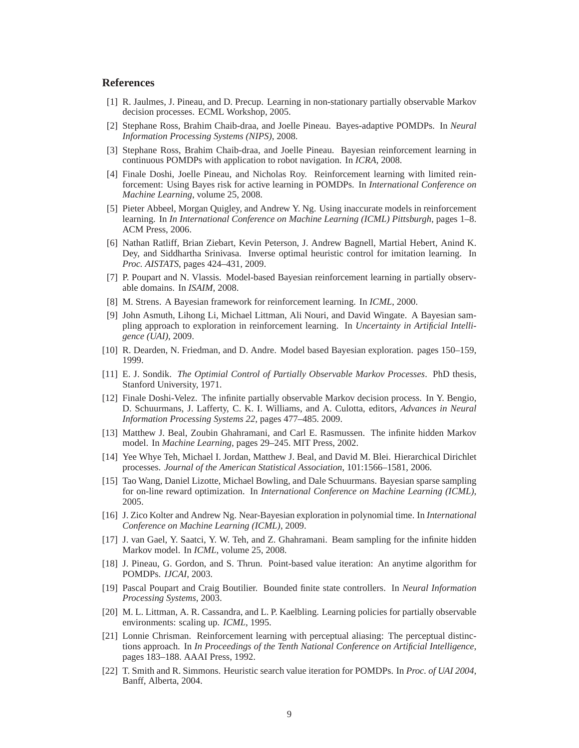## References

[1] R. Jaulmes, J. Pineau, and D. Precup. Learning in non-stationary partially observable Markov decision processes. ECML Workshop, 2005.

[2] Stephane Ross, Brahim Chaib-draa, and Joelle Pineau. Bayes-adaptive POMDPs. In *Neural Information Processing Systems (NIPS)*, 2008.

[3] Stephane Ross, Brahim Chaib-draa, and Joelle Pineau. Bayesian reinforcement learning in continuous POMDPs with application to robot navigation. In *ICRA*, 2008.

[4] Finale Doshi, Joelle Pineau, and Nicholas Roy. Reinforcement learning with limited reinforcement: Using Bayes risk for active learning in POMDPs. In *International Conference on Machine Learning*, volume 25, 2008.

[5] Pieter Abbeel, Morgan Quigley, and Andrew Y. Ng. Using inaccurate models in reinforcement learning. In *In International Conference on Machine Learning (ICML) Pittsburgh*, pages 1–8. ACM Press, 2006.

[6] Nathan Ratliff, Brian Ziebart, Kevin Peterson, J. Andrew Bagnell, Martial Hebert, Anind K. Dey, and Siddhartha Srinivasa. Inverse optimal heuristic control for imitation learning. In *Proc. AISTATS*, pages 424–431, 2009.

[7] P. Poupart and N. Vlassis. Model-based Bayesian reinforcement learning in partially observable domains. In *ISAIM*, 2008.

[8] M. Strens. A Bayesian framework for reinforcement learning. In *ICML*, 2000.

[9] John Asmuth, Lihong Li, Michael Littman, Ali Nouri, and David Wingate. A Bayesian sampling approach to exploration in reinforcement learning. In *Uncertainty in Artificial Intelligence (UAI)*, 2009.

[10] R. Dearden, N. Friedman, and D. Andre. Model based Bayesian exploration. pages 150–159, 1999.

[11] E. J. Sondik. *The Optimial Control of Partially Observable Markov Processes*. PhD thesis, Stanford University, 1971.

[12] Finale Doshi-Velez. The infinite partially observable Markov decision process. In Y. Bengio, D. Schuurmans, J. Lafferty, C. K. I. Williams, and A. Culotta, editors, *Advances in Neural Information Processing Systems 22*, pages 477–485. 2009.

[13] Matthew J. Beal, Zoubin Ghahramani, and Carl E. Rasmussen. The infinite hidden Markov model. In *Machine Learning*, pages 29–245. MIT Press, 2002.

[14] Yee Whye Teh, Michael I. Jordan, Matthew J. Beal, and David M. Blei. Hierarchical Dirichlet processes. *Journal of the American Statistical Association*, 101:1566–1581, 2006.

[15] Tao Wang, Daniel Lizotte, Michael Bowling, and Dale Schuurmans. Bayesian sparse sampling for on-line reward optimization. In *International Conference on Machine Learning (ICML)*, 2005.

[16] J. Zico Kolter and Andrew Ng. Near-Bayesian exploration in polynomial time. In *International Conference on Machine Learning (ICML)*, 2009.

[17] J. van Gael, Y. Saatci, Y. W. Teh, and Z. Ghahramani. Beam sampling for the infinite hidden Markov model. In *ICML*, volume 25, 2008.

[18] J. Pineau, G. Gordon, and S. Thrun. Point-based value iteration: An anytime algorithm for POMDPs. *IJCAI*, 2003.

[19] Pascal Poupart and Craig Boutilier. Bounded finite state controllers. In *Neural Information Processing Systems*, 2003.

[20] M. L. Littman, A. R. Cassandra, and L. P. Kaelbling. Learning policies for partially observable environments: scaling up. *ICML*, 1995.

[21] Lonnie Chrisman. Reinforcement learning with perceptual aliasing: The perceptual distinctions approach. In *In Proceedings of the Tenth National Conference on Artificial Intelligence*, pages 183–188. AAAI Press, 1992.

[22] T. Smith and R. Simmons. Heuristic search value iteration for POMDPs. In *Proc. of UAI 2004*, Banff, Alberta, 2004.